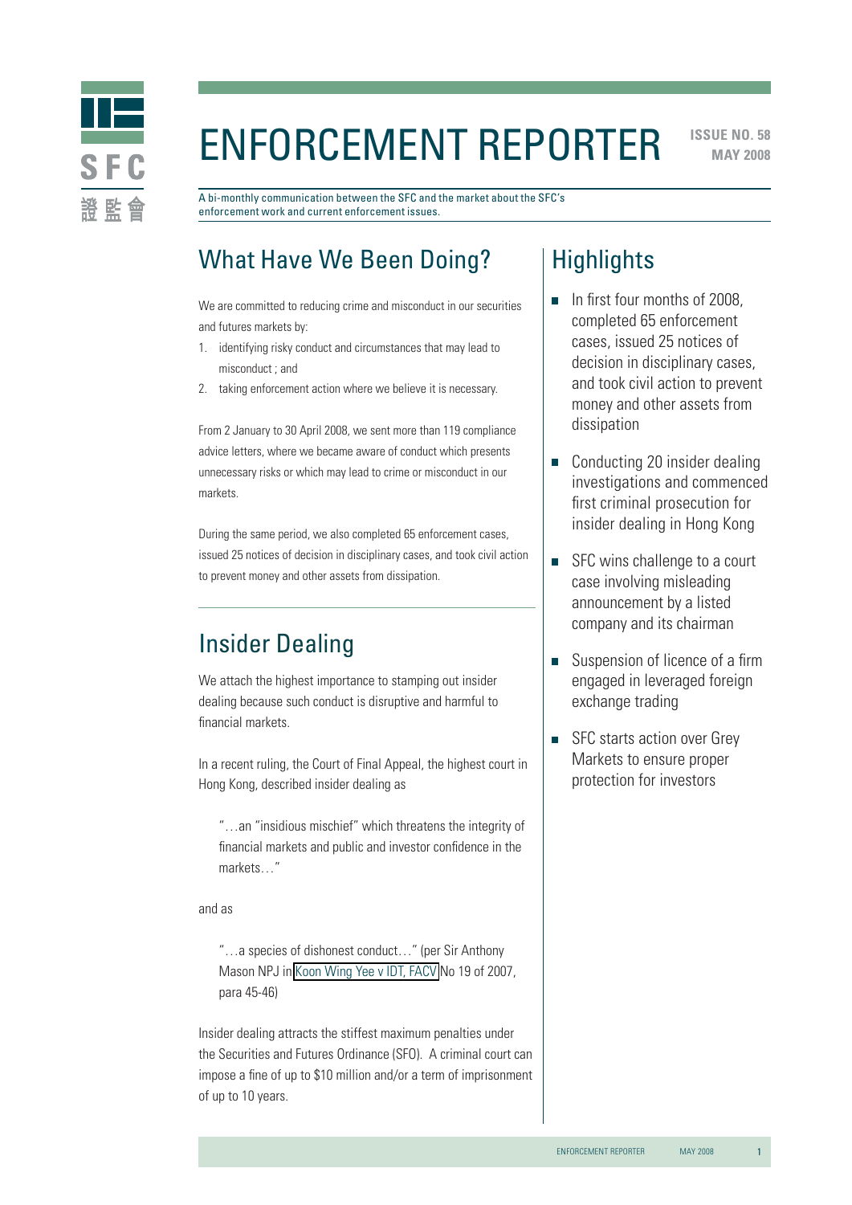# ENFORCEMENT REPORTER

**ISSUE NO. 58**
**MAY 2008**

A bi-monthly communication between the SFC and the market about the SFC's enforcement work and current enforcement issues.

## What Have We Been Doing?

We are committed to reducing crime and misconduct in our securities and futures markets by:

1. identifying risky conduct and circumstances that may lead to misconduct ; and
2. taking enforcement action where we believe it is necessary.

From 2 January to 30 April 2008, we sent more than 119 compliance advice letters, where we became aware of conduct which presents unnecessary risks or which may lead to crime or misconduct in our markets.

During the same period, we also completed 65 enforcement cases, issued 25 notices of decision in disciplinary cases, and took civil action to prevent money and other assets from dissipation.

## Insider Dealing

We attach the highest importance to stamping out insider dealing because such conduct is disruptive and harmful to financial markets.

In a recent ruling, the Court of Final Appeal, the highest court in Hong Kong, described insider dealing as

> "…an "insidious mischief" which threatens the integrity of financial markets and public and investor confidence in the markets…"

and as

> "…a species of dishonest conduct…" (per Sir Anthony Mason NPJ in Koon Wing Yee v IDT, FACV No 19 of 2007, para 45-46)

Insider dealing attracts the stiffest maximum penalties under the Securities and Futures Ordinance (SFO). A criminal court can impose a fine of up to $10 million and/or a term of imprisonment of up to 10 years.

## Highlights

- In first four months of 2008, completed 65 enforcement cases, issued 25 notices of decision in disciplinary cases, and took civil action to prevent money and other assets from dissipation
- Conducting 20 insider dealing investigations and commenced first criminal prosecution for insider dealing in Hong Kong
- SFC wins challenge to a court case involving misleading announcement by a listed company and its chairman
- Suspension of licence of a firm engaged in leveraged foreign exchange trading
- SFC starts action over Grey Markets to ensure proper protection for investors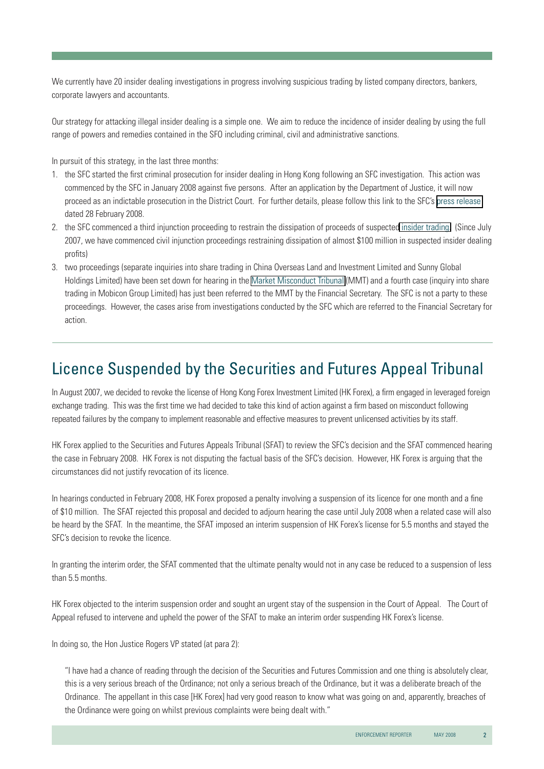We currently have 20 insider dealing investigations in progress involving suspicious trading by listed company directors, bankers, corporate lawyers and accountants.

Our strategy for attacking illegal insider dealing is a simple one. We aim to reduce the incidence of insider dealing by using the full range of powers and remedies contained in the SFO including criminal, civil and administrative sanctions.

In pursuit of this strategy, in the last three months:

1. the SFC started the first criminal prosecution for insider dealing in Hong Kong following an SFC investigation. This action was commenced by the SFC in January 2008 against five persons. After an application by the Department of Justice, it will now proceed as an indictable prosecution in the District Court. For further details, please follow this link to the SFC's press release dated 28 February 2008.
2. the SFC commenced a third injunction proceeding to restrain the dissipation of proceeds of suspected insider trading. (Since July 2007, we have commenced civil injunction proceedings restraining dissipation of almost $100 million in suspected insider dealing profits)
3. two proceedings (separate inquiries into share trading in China Overseas Land and Investment Limited and Sunny Global Holdings Limited) have been set down for hearing in the Market Misconduct Tribunal (MMT) and a fourth case (inquiry into share trading in Mobicon Group Limited) has just been referred to the MMT by the Financial Secretary. The SFC is not a party to these proceedings. However, the cases arise from investigations conducted by the SFC which are referred to the Financial Secretary for action.

## Licence Suspended by the Securities and Futures Appeal Tribunal

In August 2007, we decided to revoke the license of Hong Kong Forex Investment Limited (HK Forex), a firm engaged in leveraged foreign exchange trading. This was the first time we had decided to take this kind of action against a firm based on misconduct following repeated failures by the company to implement reasonable and effective measures to prevent unlicensed activities by its staff.

HK Forex applied to the Securities and Futures Appeals Tribunal (SFAT) to review the SFC's decision and the SFAT commenced hearing the case in February 2008. HK Forex is not disputing the factual basis of the SFC's decision. However, HK Forex is arguing that the circumstances did not justify revocation of its licence.

In hearings conducted in February 2008, HK Forex proposed a penalty involving a suspension of its licence for one month and a fine of $10 million. The SFAT rejected this proposal and decided to adjourn hearing the case until July 2008 when a related case will also be heard by the SFAT. In the meantime, the SFAT imposed an interim suspension of HK Forex's license for 5.5 months and stayed the SFC's decision to revoke the licence.

In granting the interim order, the SFAT commented that the ultimate penalty would not in any case be reduced to a suspension of less than 5.5 months.

HK Forex objected to the interim suspension order and sought an urgent stay of the suspension in the Court of Appeal. The Court of Appeal refused to intervene and upheld the power of the SFAT to make an interim order suspending HK Forex's license.

In doing so, the Hon Justice Rogers VP stated (at para 2):

> "I have had a chance of reading through the decision of the Securities and Futures Commission and one thing is absolutely clear, this is a very serious breach of the Ordinance; not only a serious breach of the Ordinance, but it was a deliberate breach of the Ordinance. The appellant in this case [HK Forex] had very good reason to know what was going on and, apparently, breaches of the Ordinance were going on whilst previous complaints were being dealt with."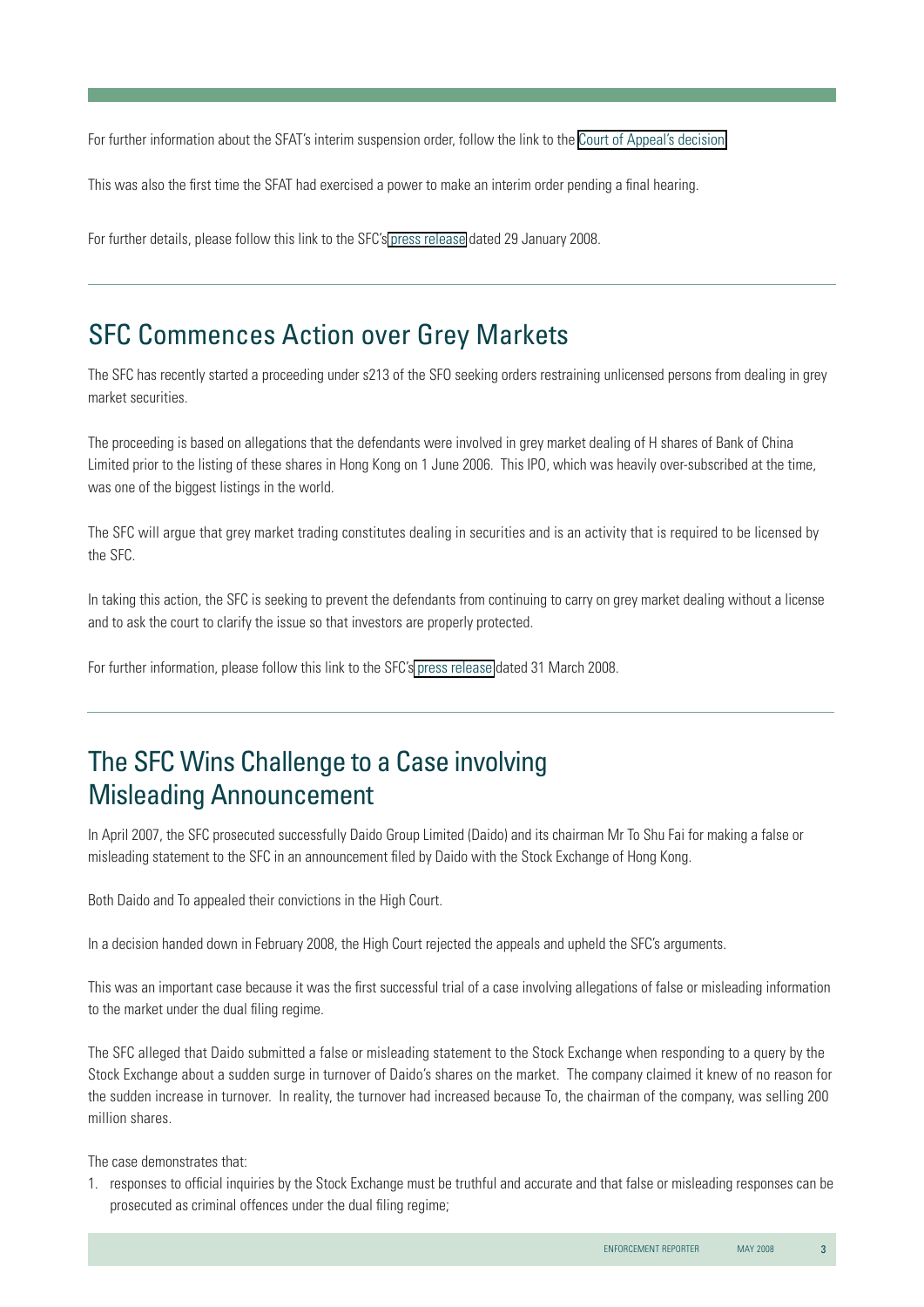For further information about the SFAT's interim suspension order, follow the link to the Court of Appeal's decision.

This was also the first time the SFAT had exercised a power to make an interim order pending a final hearing.

For further details, please follow this link to the SFC's press release dated 29 January 2008.

## SFC Commences Action over Grey Markets

The SFC has recently started a proceeding under s213 of the SFO seeking orders restraining unlicensed persons from dealing in grey market securities.

The proceeding is based on allegations that the defendants were involved in grey market dealing of H shares of Bank of China Limited prior to the listing of these shares in Hong Kong on 1 June 2006. This IPO, which was heavily over-subscribed at the time, was one of the biggest listings in the world.

The SFC will argue that grey market trading constitutes dealing in securities and is an activity that is required to be licensed by the SFC.

In taking this action, the SFC is seeking to prevent the defendants from continuing to carry on grey market dealing without a license and to ask the court to clarify the issue so that investors are properly protected.

For further information, please follow this link to the SFC's press release dated 31 March 2008.

## The SFC Wins Challenge to a Case involving Misleading Announcement

In April 2007, the SFC prosecuted successfully Daido Group Limited (Daido) and its chairman Mr To Shu Fai for making a false or misleading statement to the SFC in an announcement filed by Daido with the Stock Exchange of Hong Kong.

Both Daido and To appealed their convictions in the High Court.

In a decision handed down in February 2008, the High Court rejected the appeals and upheld the SFC's arguments.

This was an important case because it was the first successful trial of a case involving allegations of false or misleading information to the market under the dual filing regime.

The SFC alleged that Daido submitted a false or misleading statement to the Stock Exchange when responding to a query by the Stock Exchange about a sudden surge in turnover of Daido's shares on the market. The company claimed it knew of no reason for the sudden increase in turnover. In reality, the turnover had increased because To, the chairman of the company, was selling 200 million shares.

The case demonstrates that:

1. responses to official inquiries by the Stock Exchange must be truthful and accurate and that false or misleading responses can be prosecuted as criminal offences under the dual filing regime;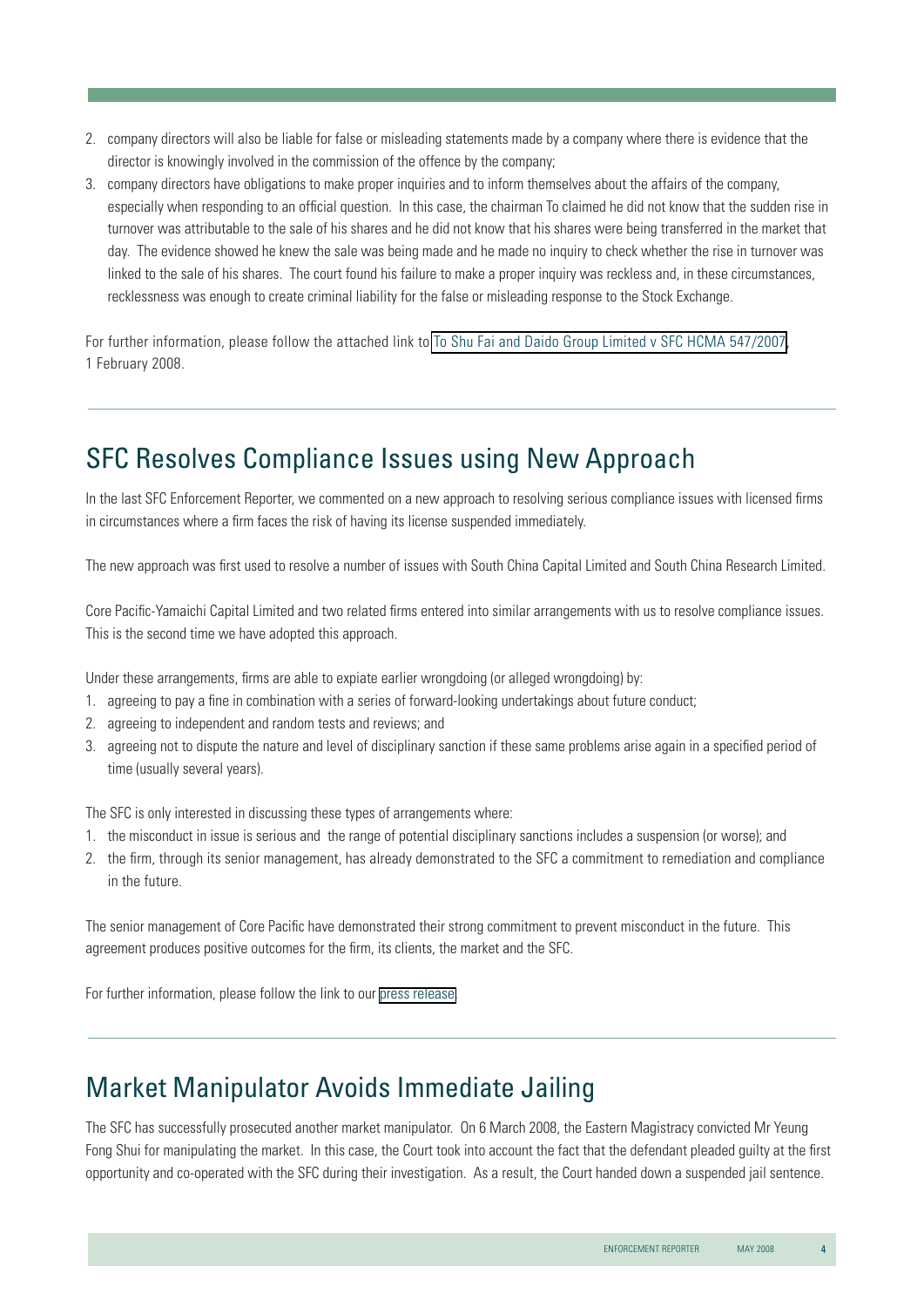2. company directors will also be liable for false or misleading statements made by a company where there is evidence that the director is knowingly involved in the commission of the offence by the company;
3. company directors have obligations to make proper inquiries and to inform themselves about the affairs of the company, especially when responding to an official question. In this case, the chairman To claimed he did not know that the sudden rise in turnover was attributable to the sale of his shares and he did not know that his shares were being transferred in the market that day. The evidence showed he knew the sale was being made and he made no inquiry to check whether the rise in turnover was linked to the sale of his shares. The court found his failure to make a proper inquiry was reckless and, in these circumstances, recklessness was enough to create criminal liability for the false or misleading response to the Stock Exchange.

For further information, please follow the attached link to To Shu Fai and Daido Group Limited v SFC HCMA 547/2007, 1 February 2008.

## SFC Resolves Compliance Issues using New Approach

In the last SFC Enforcement Reporter, we commented on a new approach to resolving serious compliance issues with licensed firms in circumstances where a firm faces the risk of having its license suspended immediately.

The new approach was first used to resolve a number of issues with South China Capital Limited and South China Research Limited.

Core Pacific-Yamaichi Capital Limited and two related firms entered into similar arrangements with us to resolve compliance issues. This is the second time we have adopted this approach.

Under these arrangements, firms are able to expiate earlier wrongdoing (or alleged wrongdoing) by:

1. agreeing to pay a fine in combination with a series of forward-looking undertakings about future conduct;
2. agreeing to independent and random tests and reviews; and
3. agreeing not to dispute the nature and level of disciplinary sanction if these same problems arise again in a specified period of time (usually several years).

The SFC is only interested in discussing these types of arrangements where:

1. the misconduct in issue is serious and the range of potential disciplinary sanctions includes a suspension (or worse); and
2. the firm, through its senior management, has already demonstrated to the SFC a commitment to remediation and compliance in the future.

The senior management of Core Pacific have demonstrated their strong commitment to prevent misconduct in the future. This agreement produces positive outcomes for the firm, its clients, the market and the SFC.

For further information, please follow the link to our press release.

## Market Manipulator Avoids Immediate Jailing

The SFC has successfully prosecuted another market manipulator. On 6 March 2008, the Eastern Magistracy convicted Mr Yeung Fong Shui for manipulating the market. In this case, the Court took into account the fact that the defendant pleaded guilty at the first opportunity and co-operated with the SFC during their investigation. As a result, the Court handed down a suspended jail sentence.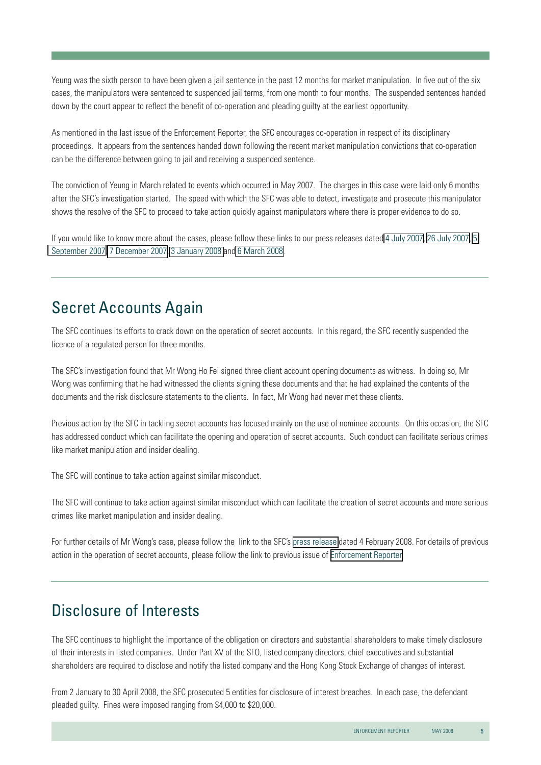Yeung was the sixth person to have been given a jail sentence in the past 12 months for market manipulation. In five out of the six cases, the manipulators were sentenced to suspended jail terms, from one month to four months. The suspended sentences handed down by the court appear to reflect the benefit of co-operation and pleading guilty at the earliest opportunity.

As mentioned in the last issue of the Enforcement Reporter, the SFC encourages co-operation in respect of its disciplinary proceedings. It appears from the sentences handed down following the recent market manipulation convictions that co-operation can be the difference between going to jail and receiving a suspended sentence.

The conviction of Yeung in March related to events which occurred in May 2007. The charges in this case were laid only 6 months after the SFC's investigation started. The speed with which the SFC was able to detect, investigate and prosecute this manipulator shows the resolve of the SFC to proceed to take action quickly against manipulators where there is proper evidence to do so.

If you would like to know more about the cases, please follow these links to our press releases dated 4 July 2007, 26 July 2007, 5 September 2007, 7 December 2007, 3 January 2008 and 6 March 2008.

## Secret Accounts Again

The SFC continues its efforts to crack down on the operation of secret accounts. In this regard, the SFC recently suspended the licence of a regulated person for three months.

The SFC's investigation found that Mr Wong Ho Fei signed three client account opening documents as witness. In doing so, Mr Wong was confirming that he had witnessed the clients signing these documents and that he had explained the contents of the documents and the risk disclosure statements to the clients. In fact, Mr Wong had never met these clients.

Previous action by the SFC in tackling secret accounts has focused mainly on the use of nominee accounts. On this occasion, the SFC has addressed conduct which can facilitate the opening and operation of secret accounts. Such conduct can facilitate serious crimes like market manipulation and insider dealing.

The SFC will continue to take action against similar misconduct.

The SFC will continue to take action against similar misconduct which can facilitate the creation of secret accounts and more serious crimes like market manipulation and insider dealing.

For further details of Mr Wong's case, please follow the link to the SFC's press release dated 4 February 2008. For details of previous action in the operation of secret accounts, please follow the link to previous issue of Enforcement Reporter.

## Disclosure of Interests

The SFC continues to highlight the importance of the obligation on directors and substantial shareholders to make timely disclosure of their interests in listed companies. Under Part XV of the SFO, listed company directors, chief executives and substantial shareholders are required to disclose and notify the listed company and the Hong Kong Stock Exchange of changes of interest.

From 2 January to 30 April 2008, the SFC prosecuted 5 entities for disclosure of interest breaches. In each case, the defendant pleaded guilty. Fines were imposed ranging from $4,000 to $20,000.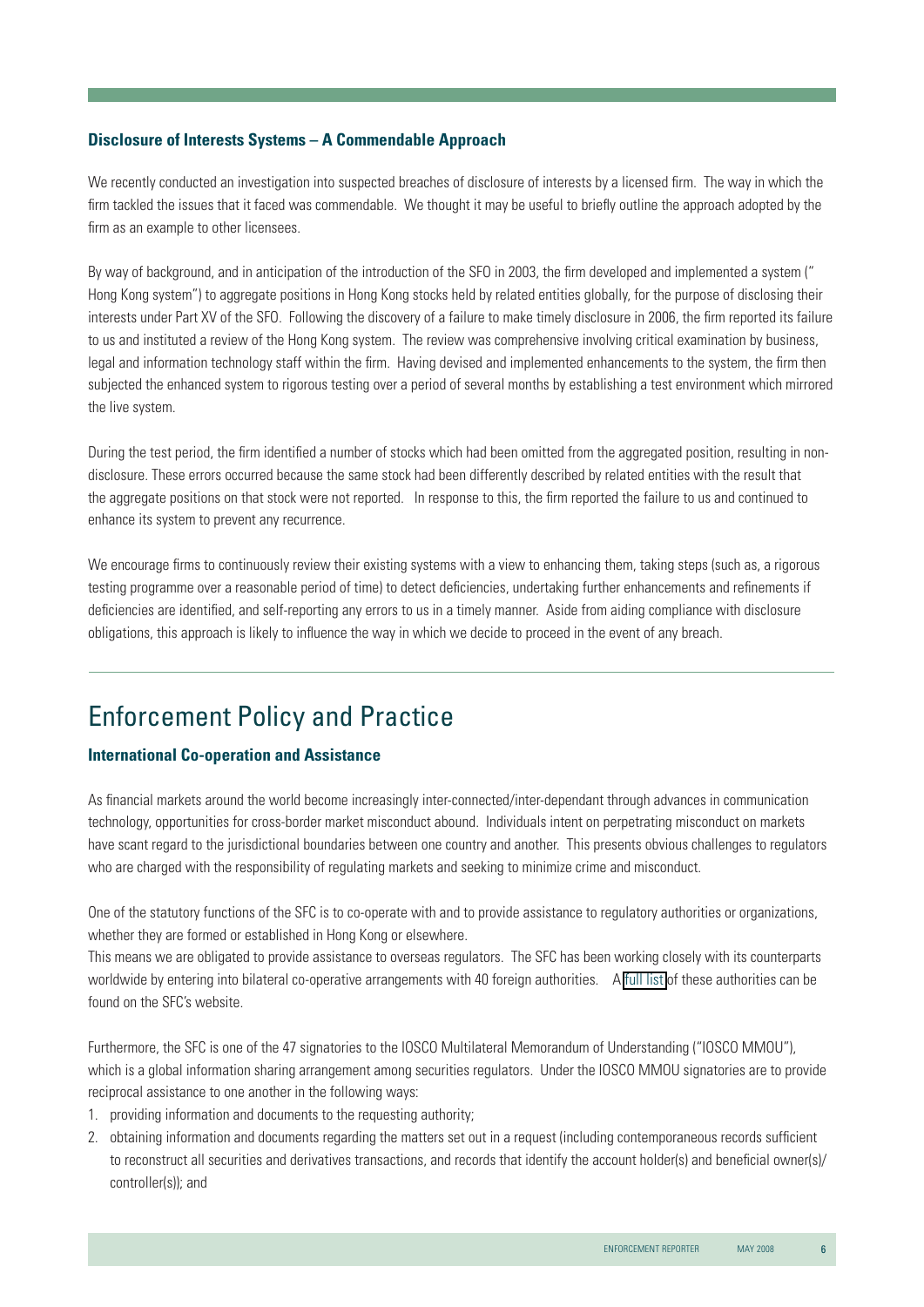### Disclosure of Interests Systems – A Commendable Approach

We recently conducted an investigation into suspected breaches of disclosure of interests by a licensed firm. The way in which the firm tackled the issues that it faced was commendable. We thought it may be useful to briefly outline the approach adopted by the firm as an example to other licensees.

By way of background, and in anticipation of the introduction of the SFO in 2003, the firm developed and implemented a system (" Hong Kong system") to aggregate positions in Hong Kong stocks held by related entities globally, for the purpose of disclosing their interests under Part XV of the SFO. Following the discovery of a failure to make timely disclosure in 2006, the firm reported its failure to us and instituted a review of the Hong Kong system. The review was comprehensive involving critical examination by business, legal and information technology staff within the firm. Having devised and implemented enhancements to the system, the firm then subjected the enhanced system to rigorous testing over a period of several months by establishing a test environment which mirrored the live system.

During the test period, the firm identified a number of stocks which had been omitted from the aggregated position, resulting in non-disclosure. These errors occurred because the same stock had been differently described by related entities with the result that the aggregate positions on that stock were not reported. In response to this, the firm reported the failure to us and continued to enhance its system to prevent any recurrence.

We encourage firms to continuously review their existing systems with a view to enhancing them, taking steps (such as, a rigorous testing programme over a reasonable period of time) to detect deficiencies, undertaking further enhancements and refinements if deficiencies are identified, and self-reporting any errors to us in a timely manner. Aside from aiding compliance with disclosure obligations, this approach is likely to influence the way in which we decide to proceed in the event of any breach.

---

# Enforcement Policy and Practice

### International Co-operation and Assistance

As financial markets around the world become increasingly inter-connected/inter-dependant through advances in communication technology, opportunities for cross-border market misconduct abound. Individuals intent on perpetrating misconduct on markets have scant regard to the jurisdictional boundaries between one country and another. This presents obvious challenges to regulators who are charged with the responsibility of regulating markets and seeking to minimize crime and misconduct.

One of the statutory functions of the SFC is to co-operate with and to provide assistance to regulatory authorities or organizations, whether they are formed or established in Hong Kong or elsewhere.

This means we are obligated to provide assistance to overseas regulators. The SFC has been working closely with its counterparts worldwide by entering into bilateral co-operative arrangements with 40 foreign authorities. A full list of these authorities can be found on the SFC's website.

Furthermore, the SFC is one of the 47 signatories to the IOSCO Multilateral Memorandum of Understanding ("IOSCO MMOU"), which is a global information sharing arrangement among securities regulators. Under the IOSCO MMOU signatories are to provide reciprocal assistance to one another in the following ways:

1. providing information and documents to the requesting authority;
2. obtaining information and documents regarding the matters set out in a request (including contemporaneous records sufficient to reconstruct all securities and derivatives transactions, and records that identify the account holder(s) and beneficial owner(s)/controller(s)); and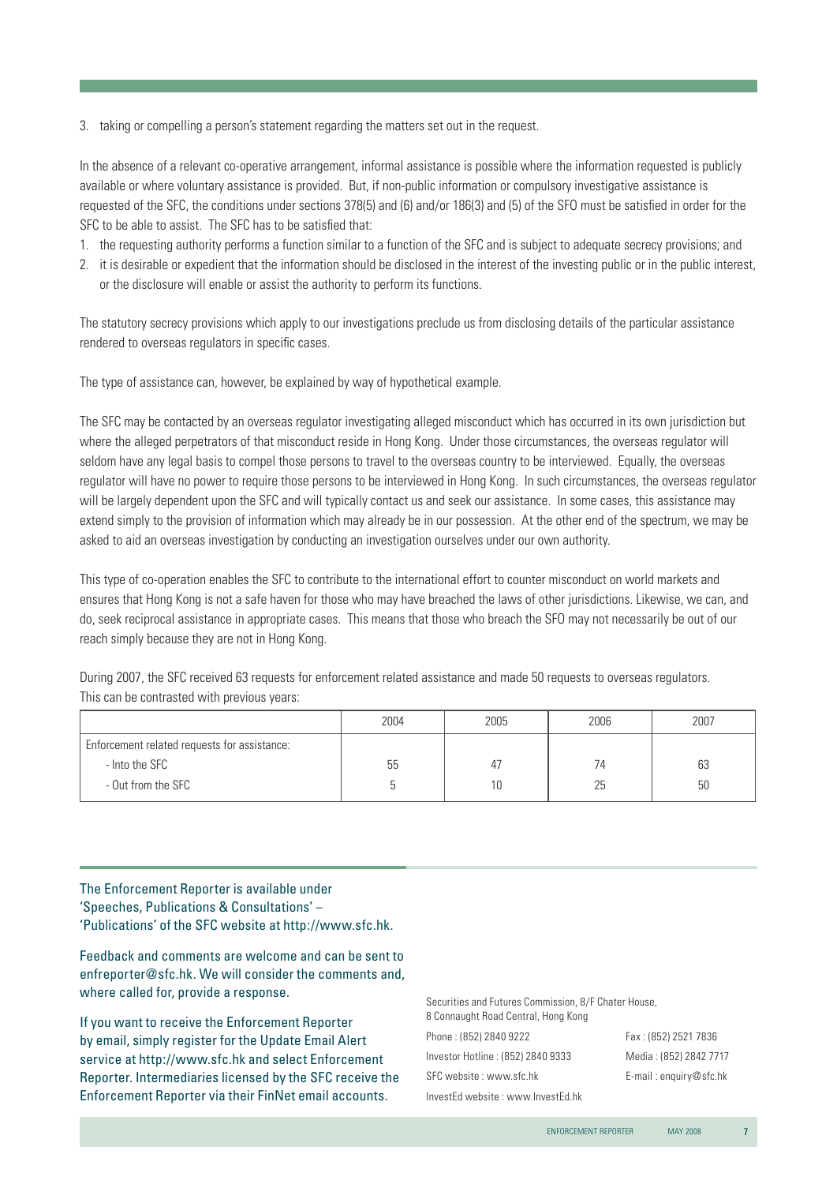3. taking or compelling a person's statement regarding the matters set out in the request.

In the absence of a relevant co-operative arrangement, informal assistance is possible where the information requested is publicly available or where voluntary assistance is provided. But, if non-public information or compulsory investigative assistance is requested of the SFC, the conditions under sections 378(5) and (6) and/or 186(3) and (5) of the SFO must be satisfied in order for the SFC to be able to assist. The SFC has to be satisfied that:

1. the requesting authority performs a function similar to a function of the SFC and is subject to adequate secrecy provisions; and
2. it is desirable or expedient that the information should be disclosed in the interest of the investing public or in the public interest, or the disclosure will enable or assist the authority to perform its functions.

The statutory secrecy provisions which apply to our investigations preclude us from disclosing details of the particular assistance rendered to overseas regulators in specific cases.

The type of assistance can, however, be explained by way of hypothetical example.

The SFC may be contacted by an overseas regulator investigating alleged misconduct which has occurred in its own jurisdiction but where the alleged perpetrators of that misconduct reside in Hong Kong. Under those circumstances, the overseas regulator will seldom have any legal basis to compel those persons to travel to the overseas country to be interviewed. Equally, the overseas regulator will have no power to require those persons to be interviewed in Hong Kong. In such circumstances, the overseas regulator will be largely dependent upon the SFC and will typically contact us and seek our assistance. In some cases, this assistance may extend simply to the provision of information which may already be in our possession. At the other end of the spectrum, we may be asked to aid an overseas investigation by conducting an investigation ourselves under our own authority.

This type of co-operation enables the SFC to contribute to the international effort to counter misconduct on world markets and ensures that Hong Kong is not a safe haven for those who may have breached the laws of other jurisdictions. Likewise, we can, and do, seek reciprocal assistance in appropriate cases. This means that those who breach the SFO may not necessarily be out of our reach simply because they are not in Hong Kong.

During 2007, the SFC received 63 requests for enforcement related assistance and made 50 requests to overseas regulators. This can be contrasted with previous years:

| | 2004 | 2005 | 2006 | 2007 |
|---|---|---|---|---|
| Enforcement related requests for assistance: | | | | |
| - Into the SFC | 55 | 47 | 74 | 63 |
| - Out from the SFC | 5 | 10 | 25 | 50 |

The Enforcement Reporter is available under 'Speeches, Publications & Consultations' – 'Publications' of the SFC website at http://www.sfc.hk.

Feedback and comments are welcome and can be sent to enfreporter@sfc.hk. We will consider the comments and, where called for, provide a response.

If you want to receive the Enforcement Reporter by email, simply register for the Update Email Alert service at http://www.sfc.hk and select Enforcement Reporter. Intermediaries licensed by the SFC receive the Enforcement Reporter via their FinNet email accounts.

Securities and Futures Commission, 8/F Chater House, 8 Connaught Road Central, Hong Kong

Phone : (852) 2840 9222 Fax : (852) 2521 7836

Investor Hotline : (852) 2840 9333 Media : (852) 2842 7717

SFC website : www.sfc.hk E-mail : enquiry@sfc.hk

InvestEd website : www.InvestEd.hk